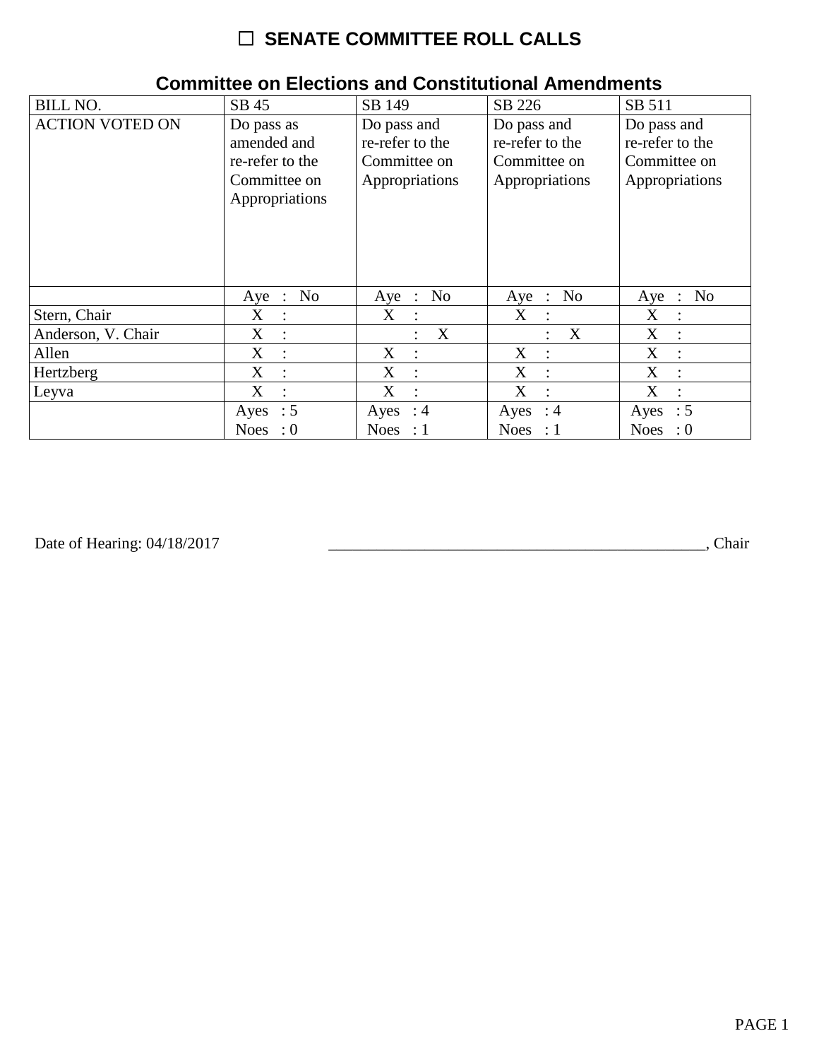# ☐ SENATE COMMITTEE ROLL CALLS

## Committee on Elections and Constitutional Amendments

| BILL NO. | SB 45 | SB 149 | SB 226 | SB 511 |
|---|---|---|---|---|
| ACTION VOTED ON | Do pass as amended and re-refer to the Committee on Appropriations | Do pass and re-refer to the Committee on Appropriations | Do pass and re-refer to the Committee on Appropriations | Do pass and re-refer to the Committee on Appropriations |
| | Aye : No | Aye : No | Aye : No | Aye : No |
| Stern, Chair | X : | X : | X : | X : |
| Anderson, V. Chair | X : | : X | : X | X : |
| Allen | X : | X : | X : | X : |
| Hertzberg | X : | X : | X : | X : |
| Leyva | X : | X : | X : | X : |
| | Ayes : 5 Noes : 0 | Ayes : 4 Noes : 1 | Ayes : 4 Noes : 1 | Ayes : 5 Noes : 0 |

Date of Hearing: 04/18/2017 _______________________________________________, Chair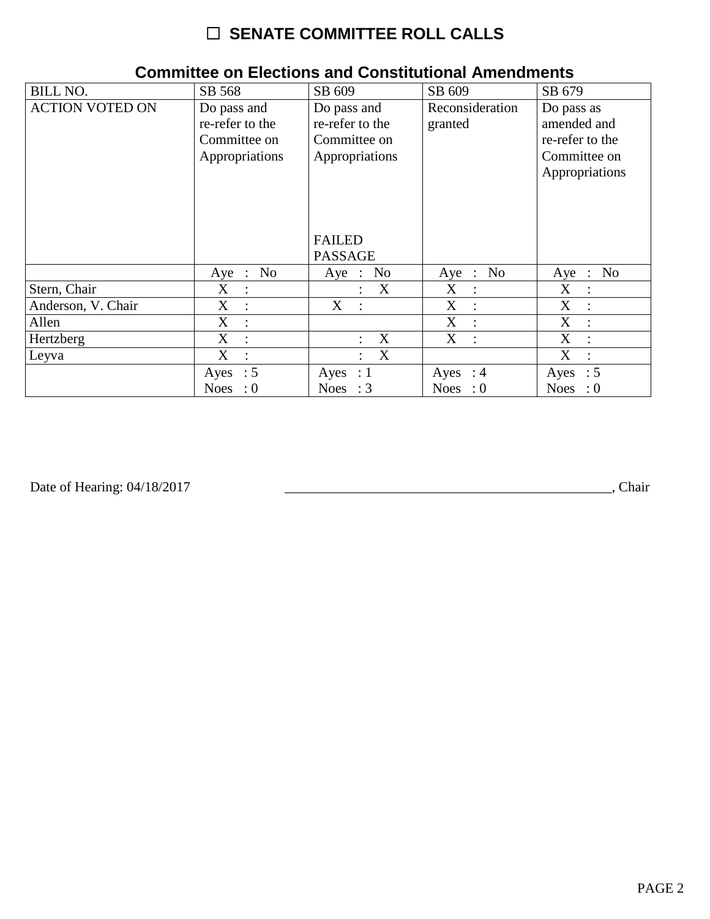# ☐ SENATE COMMITTEE ROLL CALLS

## Committee on Elections and Constitutional Amendments

| BILL NO. | SB 568 | SB 609 | SB 609 | SB 679 |
|---|---|---|---|---|
| ACTION VOTED ON | Do pass and re-refer to the Committee on Appropriations | Do pass and re-refer to the Committee on Appropriations<br><br>FAILED PASSAGE | Reconsideration granted | Do pass as amended and re-refer to the Committee on Appropriations |
| | Aye : No | Aye : No | Aye : No | Aye : No |
| Stern, Chair | X : | : X | X : | X : |
| Anderson, V. Chair | X : | X : | X : | X : |
| Allen | X : | | X : | X : |
| Hertzberg | X : | : X | X : | X : |
| Leyva | X : | : X | | X : |
| | Ayes : 5<br>Noes : 0 | Ayes : 1<br>Noes : 3 | Ayes : 4<br>Noes : 0 | Ayes : 5<br>Noes : 0 |

Date of Hearing: 04/18/2017 _______________________________________________, Chair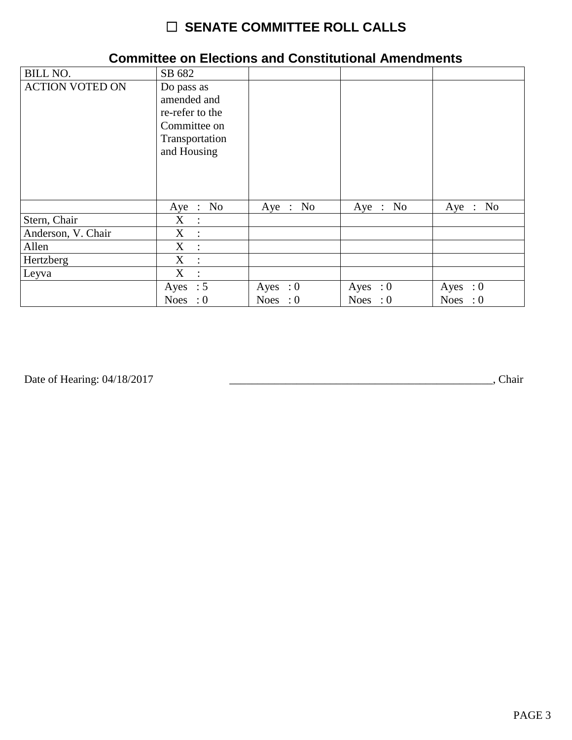# ☐ SENATE COMMITTEE ROLL CALLS

## Committee on Elections and Constitutional Amendments

| | | | | |
|---|---|---|---|---|
| BILL NO. | SB 682 | | | |
| ACTION VOTED ON | Do pass as amended and re-refer to the Committee on Transportation and Housing | | | |
| | Aye : No | Aye : No | Aye : No | Aye : No |
| Stern, Chair | X : | | | |
| Anderson, V. Chair | X : | | | |
| Allen | X : | | | |
| Hertzberg | X : | | | |
| Leyva | X : | | | |
| | Ayes : 5<br>Noes : 0 | Ayes : 0<br>Noes : 0 | Ayes : 0<br>Noes : 0 | Ayes : 0<br>Noes : 0 |

Date of Hearing: 04/18/2017 ________________________________________________, Chair